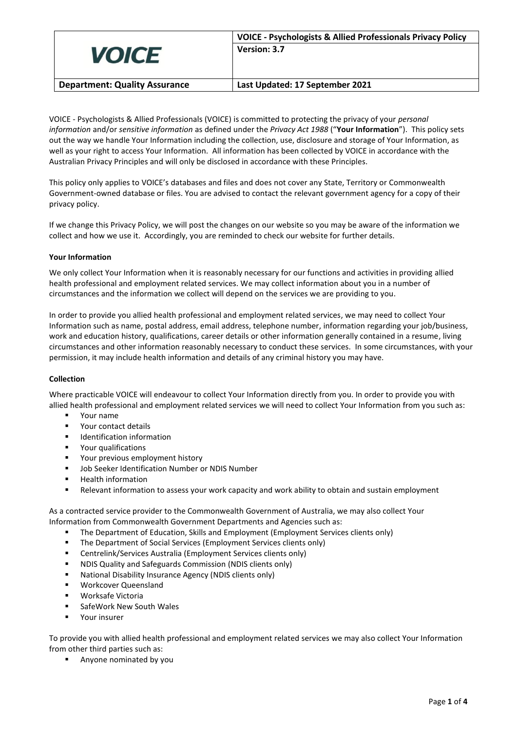| VOICE | VOICE - Psychologists & Allied Professionals Privacy Policy<br>Version: 3.7 |
|---|---|
| **Department: Quality Assurance** | **Last Updated: 17 September 2021** |

VOICE - Psychologists & Allied Professionals (VOICE) is committed to protecting the privacy of your *personal information* and/or *sensitive information* as defined under the *Privacy Act 1988* ("**Your Information**"). This policy sets out the way we handle Your Information including the collection, use, disclosure and storage of Your Information, as well as your right to access Your Information. All information has been collected by VOICE in accordance with the Australian Privacy Principles and will only be disclosed in accordance with these Principles.

This policy only applies to VOICE's databases and files and does not cover any State, Territory or Commonwealth Government-owned database or files. You are advised to contact the relevant government agency for a copy of their privacy policy.

If we change this Privacy Policy, we will post the changes on our website so you may be aware of the information we collect and how we use it. Accordingly, you are reminded to check our website for further details.

**Your Information**

We only collect Your Information when it is reasonably necessary for our functions and activities in providing allied health professional and employment related services. We may collect information about you in a number of circumstances and the information we collect will depend on the services we are providing to you.

In order to provide you allied health professional and employment related services, we may need to collect Your Information such as name, postal address, email address, telephone number, information regarding your job/business, work and education history, qualifications, career details or other information generally contained in a resume, living circumstances and other information reasonably necessary to conduct these services. In some circumstances, with your permission, it may include health information and details of any criminal history you may have.

**Collection**

Where practicable VOICE will endeavour to collect Your Information directly from you. In order to provide you with allied health professional and employment related services we will need to collect Your Information from you such as:

- Your name
- Your contact details
- Identification information
- Your qualifications
- Your previous employment history
- Job Seeker Identification Number or NDIS Number
- Health information
- Relevant information to assess your work capacity and work ability to obtain and sustain employment

As a contracted service provider to the Commonwealth Government of Australia, we may also collect Your Information from Commonwealth Government Departments and Agencies such as:

- The Department of Education, Skills and Employment (Employment Services clients only)
- The Department of Social Services (Employment Services clients only)
- Centrelink/Services Australia (Employment Services clients only)
- NDIS Quality and Safeguards Commission (NDIS clients only)
- National Disability Insurance Agency (NDIS clients only)
- Workcover Queensland
- Worksafe Victoria
- SafeWork New South Wales
- Your insurer

To provide you with allied health professional and employment related services we may also collect Your Information from other third parties such as:

- Anyone nominated by you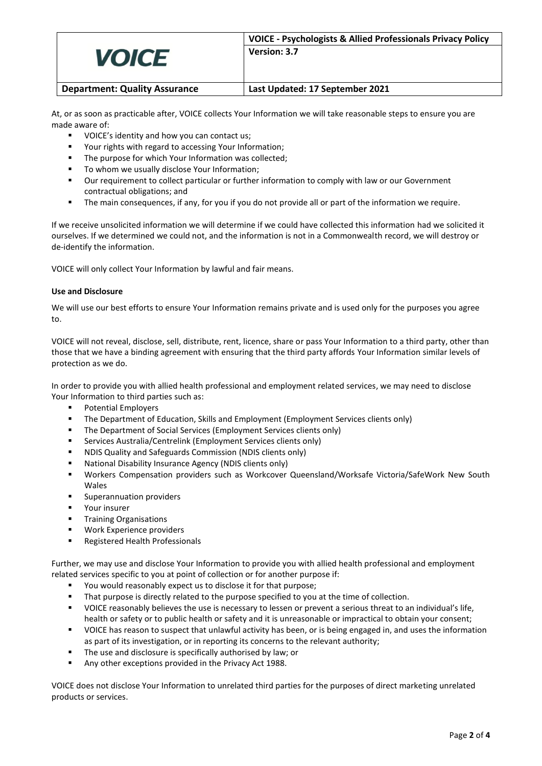At, or as soon as practicable after, VOICE collects Your Information we will take reasonable steps to ensure you are made aware of:

- VOICE's identity and how you can contact us;
- Your rights with regard to accessing Your Information;
- The purpose for which Your Information was collected;
- To whom we usually disclose Your Information;
- Our requirement to collect particular or further information to comply with law or our Government contractual obligations; and
- The main consequences, if any, for you if you do not provide all or part of the information we require.

If we receive unsolicited information we will determine if we could have collected this information had we solicited it ourselves. If we determined we could not, and the information is not in a Commonwealth record, we will destroy or de-identify the information.

VOICE will only collect Your Information by lawful and fair means.

**Use and Disclosure**

We will use our best efforts to ensure Your Information remains private and is used only for the purposes you agree to.

VOICE will not reveal, disclose, sell, distribute, rent, licence, share or pass Your Information to a third party, other than those that we have a binding agreement with ensuring that the third party affords Your Information similar levels of protection as we do.

In order to provide you with allied health professional and employment related services, we may need to disclose Your Information to third parties such as:

- Potential Employers
- The Department of Education, Skills and Employment (Employment Services clients only)
- The Department of Social Services (Employment Services clients only)
- Services Australia/Centrelink (Employment Services clients only)
- NDIS Quality and Safeguards Commission (NDIS clients only)
- National Disability Insurance Agency (NDIS clients only)
- Workers Compensation providers such as Workcover Queensland/Worksafe Victoria/SafeWork New South Wales
- Superannuation providers
- Your insurer
- Training Organisations
- Work Experience providers
- Registered Health Professionals

Further, we may use and disclose Your Information to provide you with allied health professional and employment related services specific to you at point of collection or for another purpose if:

- You would reasonably expect us to disclose it for that purpose;
- That purpose is directly related to the purpose specified to you at the time of collection.
- VOICE reasonably believes the use is necessary to lessen or prevent a serious threat to an individual's life, health or safety or to public health or safety and it is unreasonable or impractical to obtain your consent;
- VOICE has reason to suspect that unlawful activity has been, or is being engaged in, and uses the information as part of its investigation, or in reporting its concerns to the relevant authority;
- The use and disclosure is specifically authorised by law; or
- Any other exceptions provided in the Privacy Act 1988.

VOICE does not disclose Your Information to unrelated third parties for the purposes of direct marketing unrelated products or services.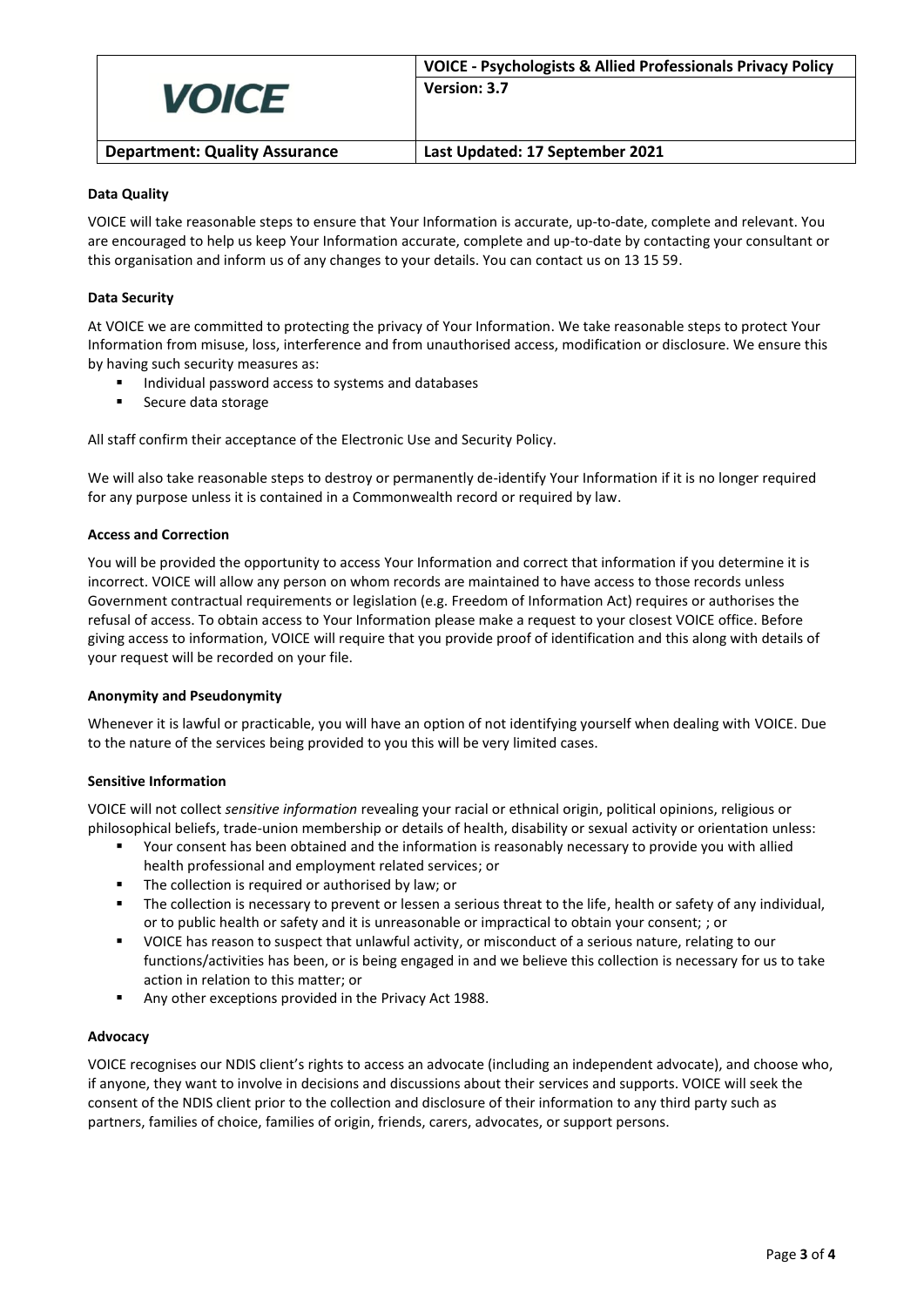**Data Quality**

VOICE will take reasonable steps to ensure that Your Information is accurate, up-to-date, complete and relevant. You are encouraged to help us keep Your Information accurate, complete and up-to-date by contacting your consultant or this organisation and inform us of any changes to your details. You can contact us on 13 15 59.

**Data Security**

At VOICE we are committed to protecting the privacy of Your Information. We take reasonable steps to protect Your Information from misuse, loss, interference and from unauthorised access, modification or disclosure. We ensure this by having such security measures as:

- Individual password access to systems and databases
- Secure data storage

All staff confirm their acceptance of the Electronic Use and Security Policy.

We will also take reasonable steps to destroy or permanently de-identify Your Information if it is no longer required for any purpose unless it is contained in a Commonwealth record or required by law.

**Access and Correction**

You will be provided the opportunity to access Your Information and correct that information if you determine it is incorrect. VOICE will allow any person on whom records are maintained to have access to those records unless Government contractual requirements or legislation (e.g. Freedom of Information Act) requires or authorises the refusal of access. To obtain access to Your Information please make a request to your closest VOICE office. Before giving access to information, VOICE will require that you provide proof of identification and this along with details of your request will be recorded on your file.

**Anonymity and Pseudonymity**

Whenever it is lawful or practicable, you will have an option of not identifying yourself when dealing with VOICE. Due to the nature of the services being provided to you this will be very limited cases.

**Sensitive Information**

VOICE will not collect *sensitive information* revealing your racial or ethnical origin, political opinions, religious or philosophical beliefs, trade-union membership or details of health, disability or sexual activity or orientation unless:

- Your consent has been obtained and the information is reasonably necessary to provide you with allied health professional and employment related services; or
- The collection is required or authorised by law; or
- The collection is necessary to prevent or lessen a serious threat to the life, health or safety of any individual, or to public health or safety and it is unreasonable or impractical to obtain your consent; ; or
- VOICE has reason to suspect that unlawful activity, or misconduct of a serious nature, relating to our functions/activities has been, or is being engaged in and we believe this collection is necessary for us to take action in relation to this matter; or
- Any other exceptions provided in the Privacy Act 1988.

**Advocacy**

VOICE recognises our NDIS client's rights to access an advocate (including an independent advocate), and choose who, if anyone, they want to involve in decisions and discussions about their services and supports. VOICE will seek the consent of the NDIS client prior to the collection and disclosure of their information to any third party such as partners, families of choice, families of origin, friends, carers, advocates, or support persons.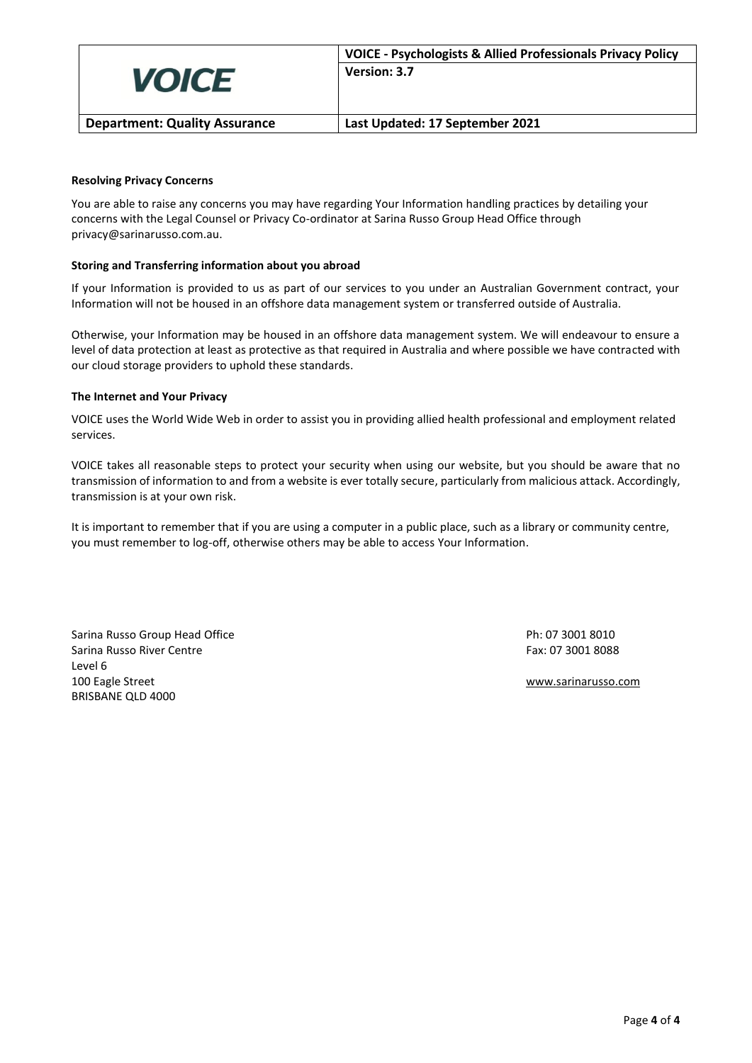**Resolving Privacy Concerns**

You are able to raise any concerns you may have regarding Your Information handling practices by detailing your concerns with the Legal Counsel or Privacy Co-ordinator at Sarina Russo Group Head Office through privacy@sarinarusso.com.au.

**Storing and Transferring information about you abroad**

If your Information is provided to us as part of our services to you under an Australian Government contract, your Information will not be housed in an offshore data management system or transferred outside of Australia.

Otherwise, your Information may be housed in an offshore data management system. We will endeavour to ensure a level of data protection at least as protective as that required in Australia and where possible we have contracted with our cloud storage providers to uphold these standards.

**The Internet and Your Privacy**

VOICE uses the World Wide Web in order to assist you in providing allied health professional and employment related services.

VOICE takes all reasonable steps to protect your security when using our website, but you should be aware that no transmission of information to and from a website is ever totally secure, particularly from malicious attack. Accordingly, transmission is at your own risk.

It is important to remember that if you are using a computer in a public place, such as a library or community centre, you must remember to log-off, otherwise others may be able to access Your Information.

Sarina Russo Group Head Office
Sarina Russo River Centre
Level 6
100 Eagle Street
BRISBANE QLD 4000

Ph: 07 3001 8010
Fax: 07 3001 8088

www.sarinarusso.com